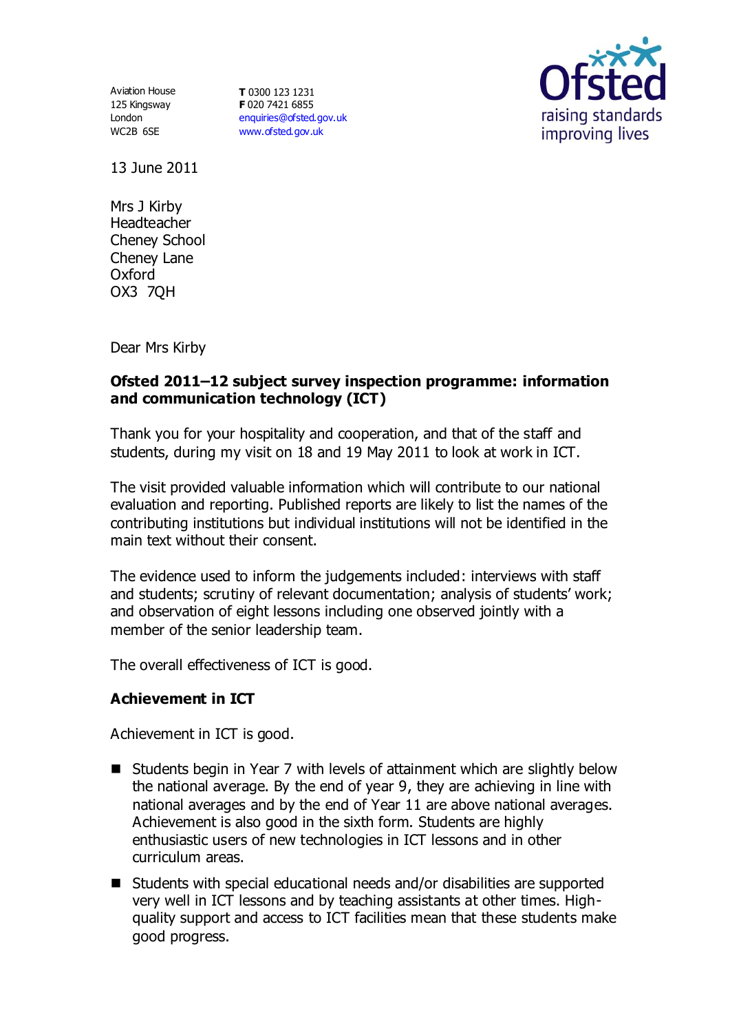Aviation House
125 Kingsway
London
WC2B 6SE

**T** 0300 123 1231
**F** 020 7421 6855
enquiries@ofsted.gov.uk
www.ofsted.gov.uk

13 June 2011

Mrs J Kirby
Headteacher
Cheney School
Cheney Lane
Oxford
OX3 7QH

Dear Mrs Kirby

**Ofsted 2011–12 subject survey inspection programme: information and communication technology (ICT)**

Thank you for your hospitality and cooperation, and that of the staff and students, during my visit on 18 and 19 May 2011 to look at work in ICT.

The visit provided valuable information which will contribute to our national evaluation and reporting. Published reports are likely to list the names of the contributing institutions but individual institutions will not be identified in the main text without their consent.

The evidence used to inform the judgements included: interviews with staff and students; scrutiny of relevant documentation; analysis of students' work; and observation of eight lessons including one observed jointly with a member of the senior leadership team.

The overall effectiveness of ICT is good.

### Achievement in ICT

Achievement in ICT is good.

- Students begin in Year 7 with levels of attainment which are slightly below the national average. By the end of year 9, they are achieving in line with national averages and by the end of Year 11 are above national averages. Achievement is also good in the sixth form. Students are highly enthusiastic users of new technologies in ICT lessons and in other curriculum areas.
- Students with special educational needs and/or disabilities are supported very well in ICT lessons and by teaching assistants at other times. High-quality support and access to ICT facilities mean that these students make good progress.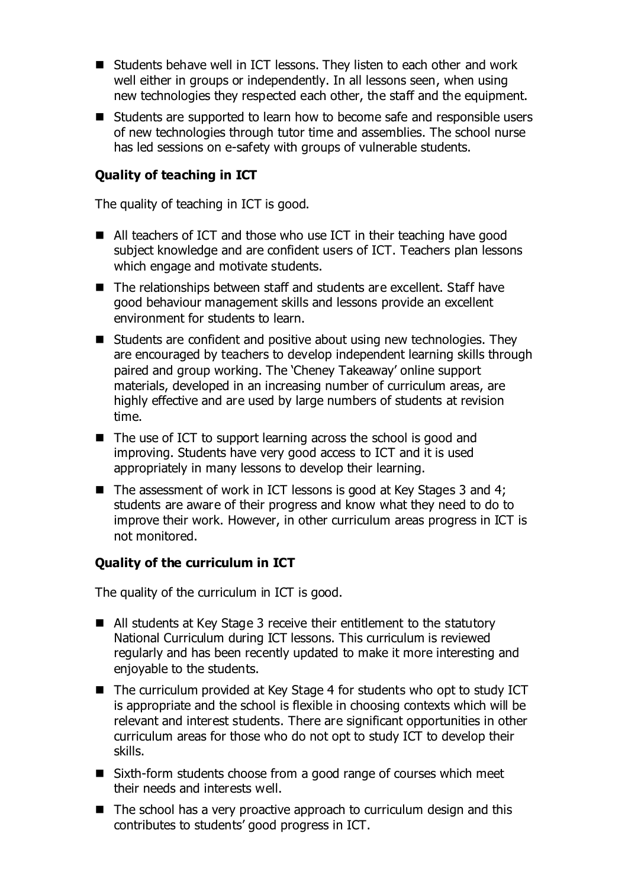- Students behave well in ICT lessons. They listen to each other and work well either in groups or independently. In all lessons seen, when using new technologies they respected each other, the staff and the equipment.
- Students are supported to learn how to become safe and responsible users of new technologies through tutor time and assemblies. The school nurse has led sessions on e-safety with groups of vulnerable students.

### Quality of teaching in ICT

The quality of teaching in ICT is good.

- All teachers of ICT and those who use ICT in their teaching have good subject knowledge and are confident users of ICT. Teachers plan lessons which engage and motivate students.
- The relationships between staff and students are excellent. Staff have good behaviour management skills and lessons provide an excellent environment for students to learn.
- Students are confident and positive about using new technologies. They are encouraged by teachers to develop independent learning skills through paired and group working. The 'Cheney Takeaway' online support materials, developed in an increasing number of curriculum areas, are highly effective and are used by large numbers of students at revision time.
- The use of ICT to support learning across the school is good and improving. Students have very good access to ICT and it is used appropriately in many lessons to develop their learning.
- The assessment of work in ICT lessons is good at Key Stages 3 and 4; students are aware of their progress and know what they need to do to improve their work. However, in other curriculum areas progress in ICT is not monitored.

### Quality of the curriculum in ICT

The quality of the curriculum in ICT is good.

- All students at Key Stage 3 receive their entitlement to the statutory National Curriculum during ICT lessons. This curriculum is reviewed regularly and has been recently updated to make it more interesting and enjoyable to the students.
- The curriculum provided at Key Stage 4 for students who opt to study ICT is appropriate and the school is flexible in choosing contexts which will be relevant and interest students. There are significant opportunities in other curriculum areas for those who do not opt to study ICT to develop their skills.
- Sixth-form students choose from a good range of courses which meet their needs and interests well.
- The school has a very proactive approach to curriculum design and this contributes to students' good progress in ICT.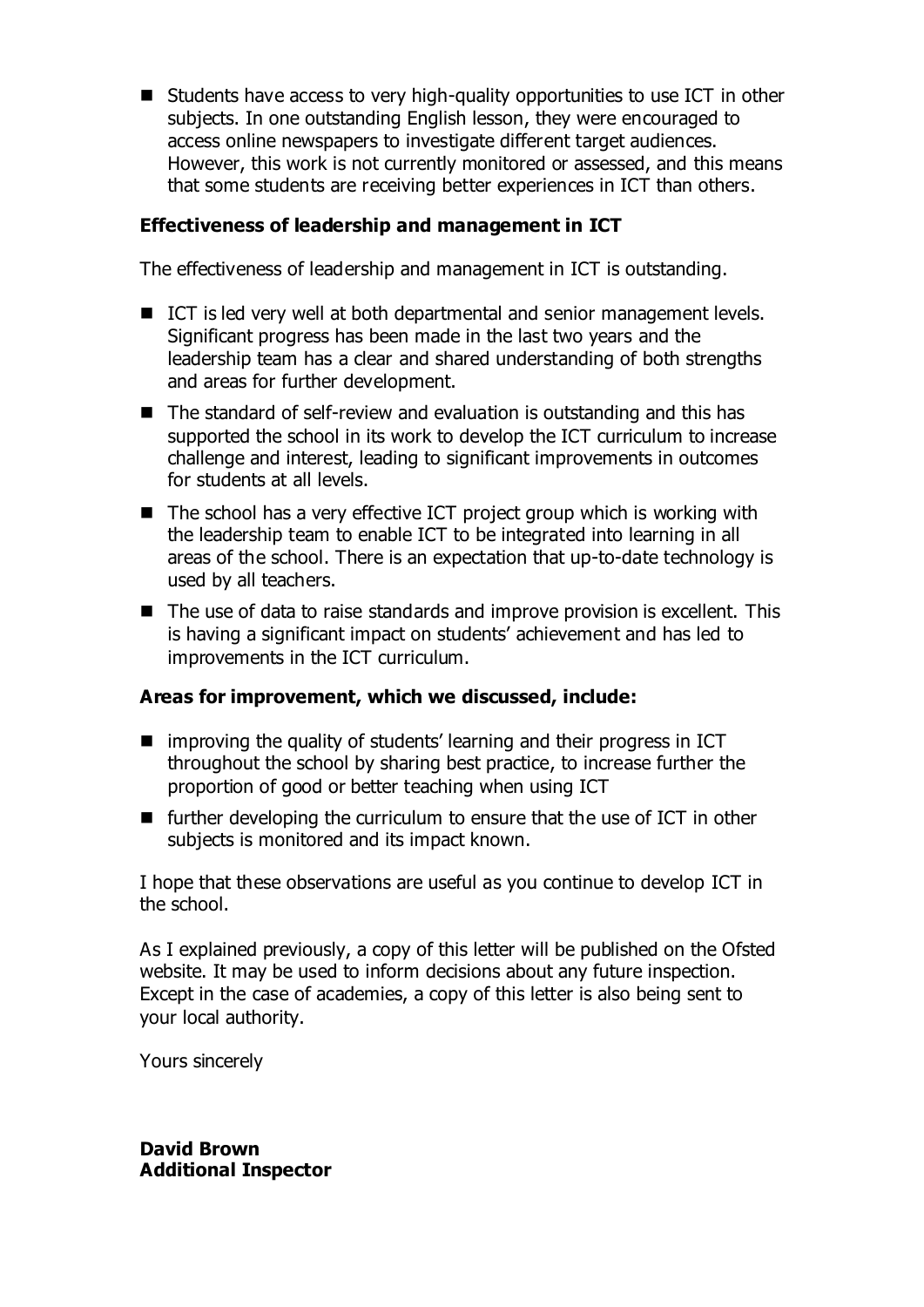- Students have access to very high-quality opportunities to use ICT in other subjects. In one outstanding English lesson, they were encouraged to access online newspapers to investigate different target audiences. However, this work is not currently monitored or assessed, and this means that some students are receiving better experiences in ICT than others.

**Effectiveness of leadership and management in ICT**

The effectiveness of leadership and management in ICT is outstanding.

- ICT is led very well at both departmental and senior management levels. Significant progress has been made in the last two years and the leadership team has a clear and shared understanding of both strengths and areas for further development.
- The standard of self-review and evaluation is outstanding and this has supported the school in its work to develop the ICT curriculum to increase challenge and interest, leading to significant improvements in outcomes for students at all levels.
- The school has a very effective ICT project group which is working with the leadership team to enable ICT to be integrated into learning in all areas of the school. There is an expectation that up-to-date technology is used by all teachers.
- The use of data to raise standards and improve provision is excellent. This is having a significant impact on students' achievement and has led to improvements in the ICT curriculum.

**Areas for improvement, which we discussed, include:**

- improving the quality of students' learning and their progress in ICT throughout the school by sharing best practice, to increase further the proportion of good or better teaching when using ICT
- further developing the curriculum to ensure that the use of ICT in other subjects is monitored and its impact known.

I hope that these observations are useful as you continue to develop ICT in the school.

As I explained previously, a copy of this letter will be published on the Ofsted website. It may be used to inform decisions about any future inspection. Except in the case of academies, a copy of this letter is also being sent to your local authority.

Yours sincerely

**David Brown**
**Additional Inspector**